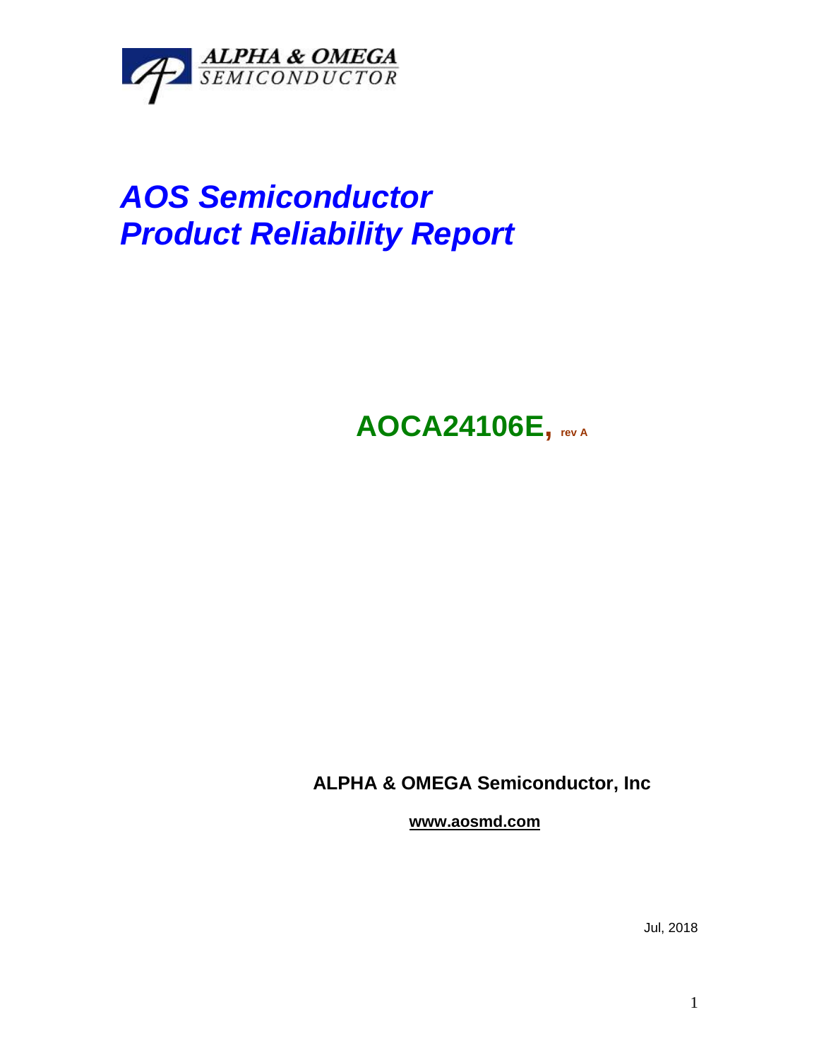ALPHA & OMEGA
SEMICONDUCTOR

# *AOS Semiconductor*
# *Product Reliability Report*

## AOCA24106E, rev A

**ALPHA & OMEGA Semiconductor, Inc**

**www.aosmd.com**

Jul, 2018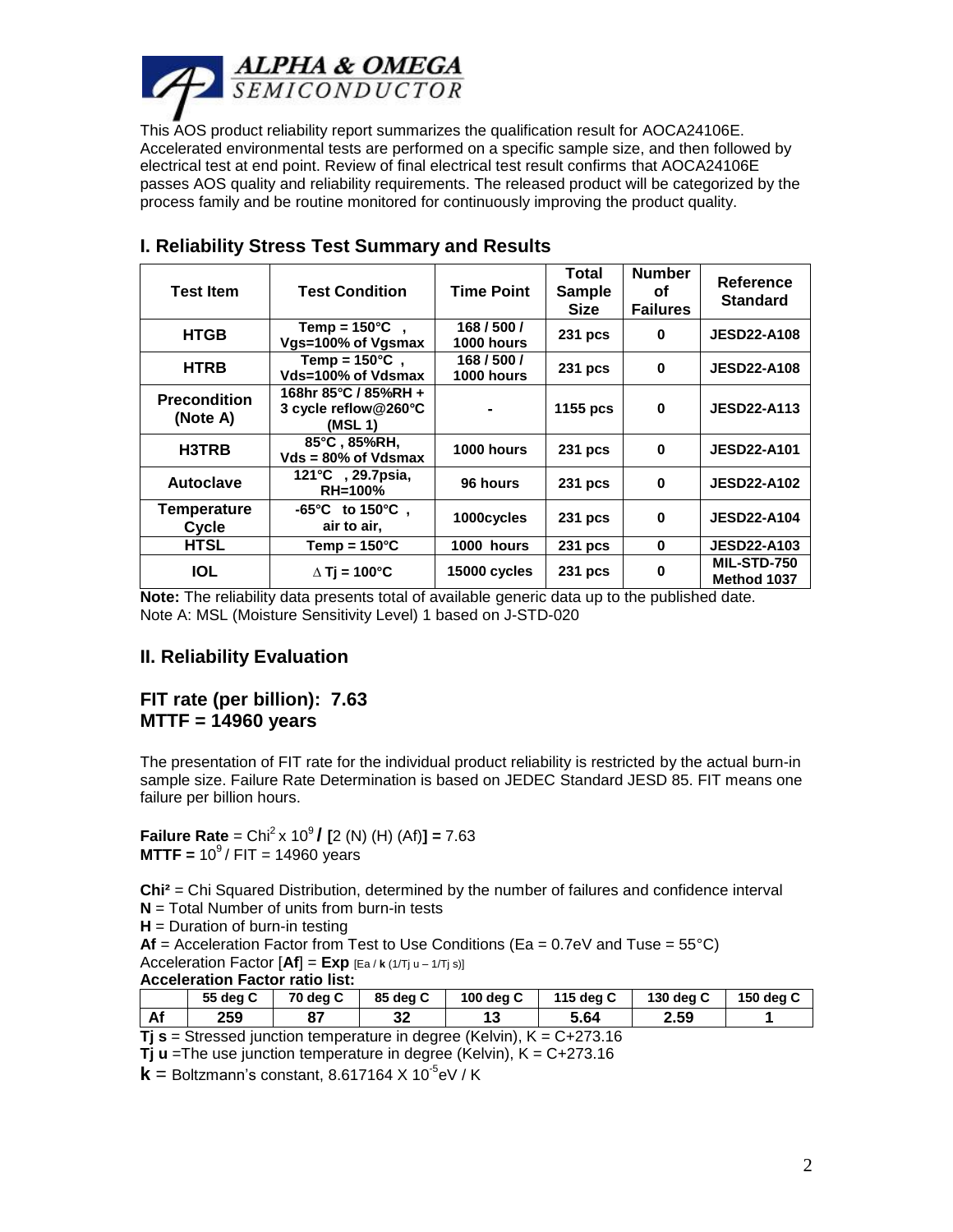This AOS product reliability report summarizes the qualification result for AOCA24106E. Accelerated environmental tests are performed on a specific sample size, and then followed by electrical test at end point. Review of final electrical test result confirms that AOCA24106E passes AOS quality and reliability requirements. The released product will be categorized by the process family and be routine monitored for continuously improving the product quality.

## I. Reliability Stress Test Summary and Results

| Test Item | Test Condition | Time Point | Total Sample Size | Number of Failures | Reference Standard |
|---|---|---|---|---|---|
| **HTGB** | **Temp = 150°C , Vgs=100% of Vgsmax** | **168 / 500 / 1000 hours** | **231 pcs** | **0** | **JESD22-A108** |
| **HTRB** | **Temp = 150°C , Vds=100% of Vdsmax** | **168 / 500 / 1000 hours** | **231 pcs** | **0** | **JESD22-A108** |
| **Precondition (Note A)** | **168hr 85°C / 85%RH + 3 cycle reflow@260°C (MSL 1)** | **-** | **1155 pcs** | **0** | **JESD22-A113** |
| **H3TRB** | **85°C , 85%RH, Vds = 80% of Vdsmax** | **1000 hours** | **231 pcs** | **0** | **JESD22-A101** |
| **Autoclave** | **121°C , 29.7psia, RH=100%** | **96 hours** | **231 pcs** | **0** | **JESD22-A102** |
| **Temperature Cycle** | **-65°C to 150°C , air to air,** | **1000cycles** | **231 pcs** | **0** | **JESD22-A104** |
| **HTSL** | **Temp = 150°C** | **1000 hours** | **231 pcs** | **0** | **JESD22-A103** |
| **IOL** | **$\Delta$ Tj = 100°C** | **15000 cycles** | **231 pcs** | **0** | **MIL-STD-750 Method 1037** |

**Note:** The reliability data presents total of available generic data up to the published date.
Note A: MSL (Moisture Sensitivity Level) 1 based on J-STD-020

## II. Reliability Evaluation

### FIT rate (per billion): 7.63
### MTTF = 14960 years

The presentation of FIT rate for the individual product reliability is restricted by the actual burn-in sample size. Failure Rate Determination is based on JEDEC Standard JESD 85. FIT means one failure per billion hours.

**Failure Rate** = $Chi^2 \times 10^9$ **/ [**2 (N) (H) (Af)**] =** 7.63
**MTTF =** $10^9$ / FIT = 14960 years

**Chi²** = Chi Squared Distribution, determined by the number of failures and confidence interval
**N** = Total Number of units from burn-in tests
**H** = Duration of burn-in testing
**Af** = Acceleration Factor from Test to Use Conditions (Ea = 0.7eV and Tuse = 55°C)
Acceleration Factor [**Af**] = **Exp** [Ea / **k** (1/Tj u – 1/Tj s)]

**Acceleration Factor ratio list:**

| | 55 deg C | 70 deg C | 85 deg C | 100 deg C | 115 deg C | 130 deg C | 150 deg C |
|---|---|---|---|---|---|---|---|
| **Af** | **259** | **87** | **32** | **13** | **5.64** | **2.59** | **1** |

**Tj s** = Stressed junction temperature in degree (Kelvin), K = C+273.16
**Tj u** =The use junction temperature in degree (Kelvin), K = C+273.16
**k** = Boltzmann's constant, $8.617164 \times 10^{-5}$eV / K